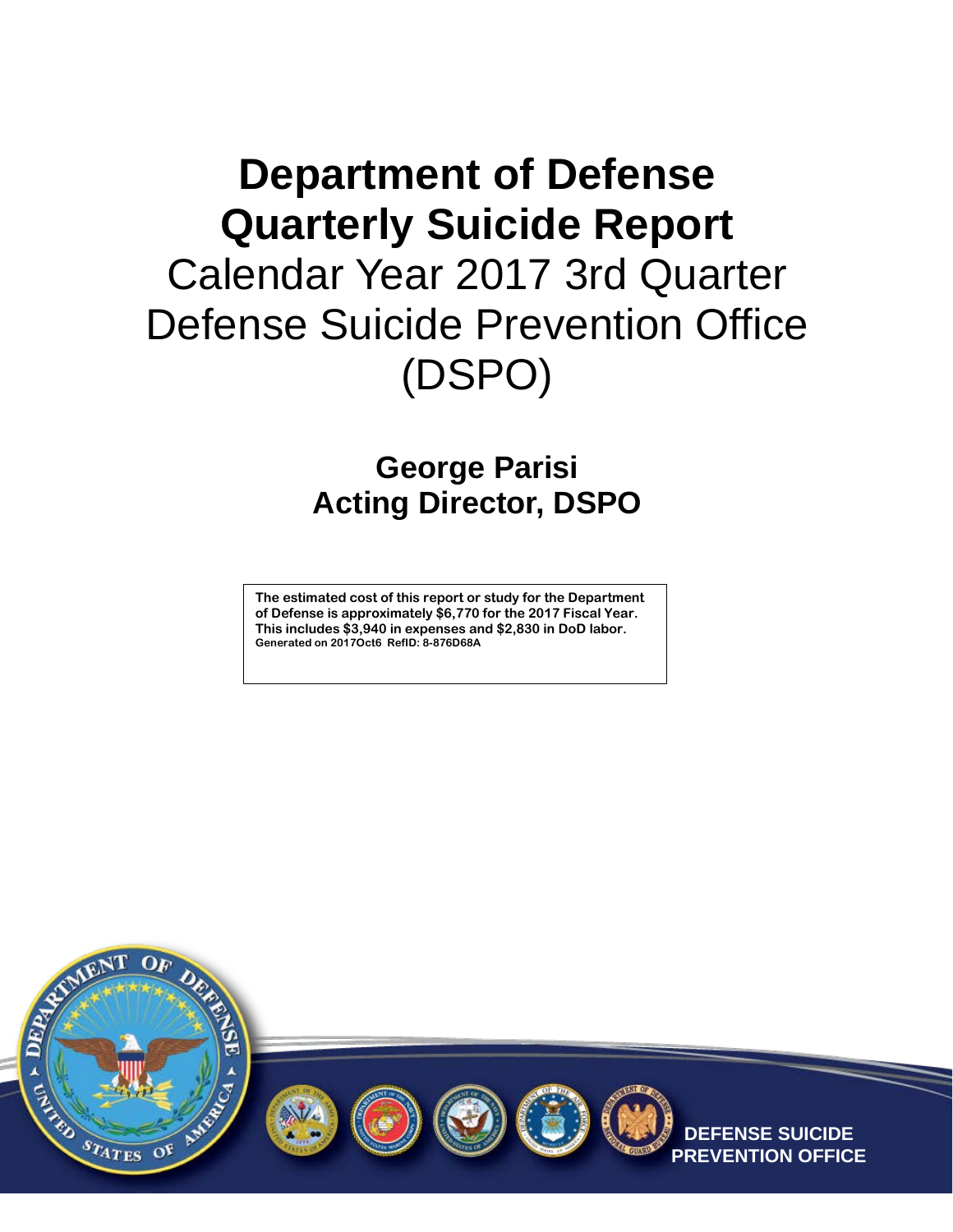# Department of Defense Quarterly Suicide Report

Calendar Year 2017 3rd Quarter

Defense Suicide Prevention Office (DSPO)

**George Parisi**
**Acting Director, DSPO**

**The estimated cost of this report or study for the Department of Defense is approximately $6,770 for the 2017 Fiscal Year. This includes $3,940 in expenses and $2,830 in DoD labor.**
**Generated on 2017Oct6 RefID: 8-876D68A**

**DEFENSE SUICIDE PREVENTION OFFICE**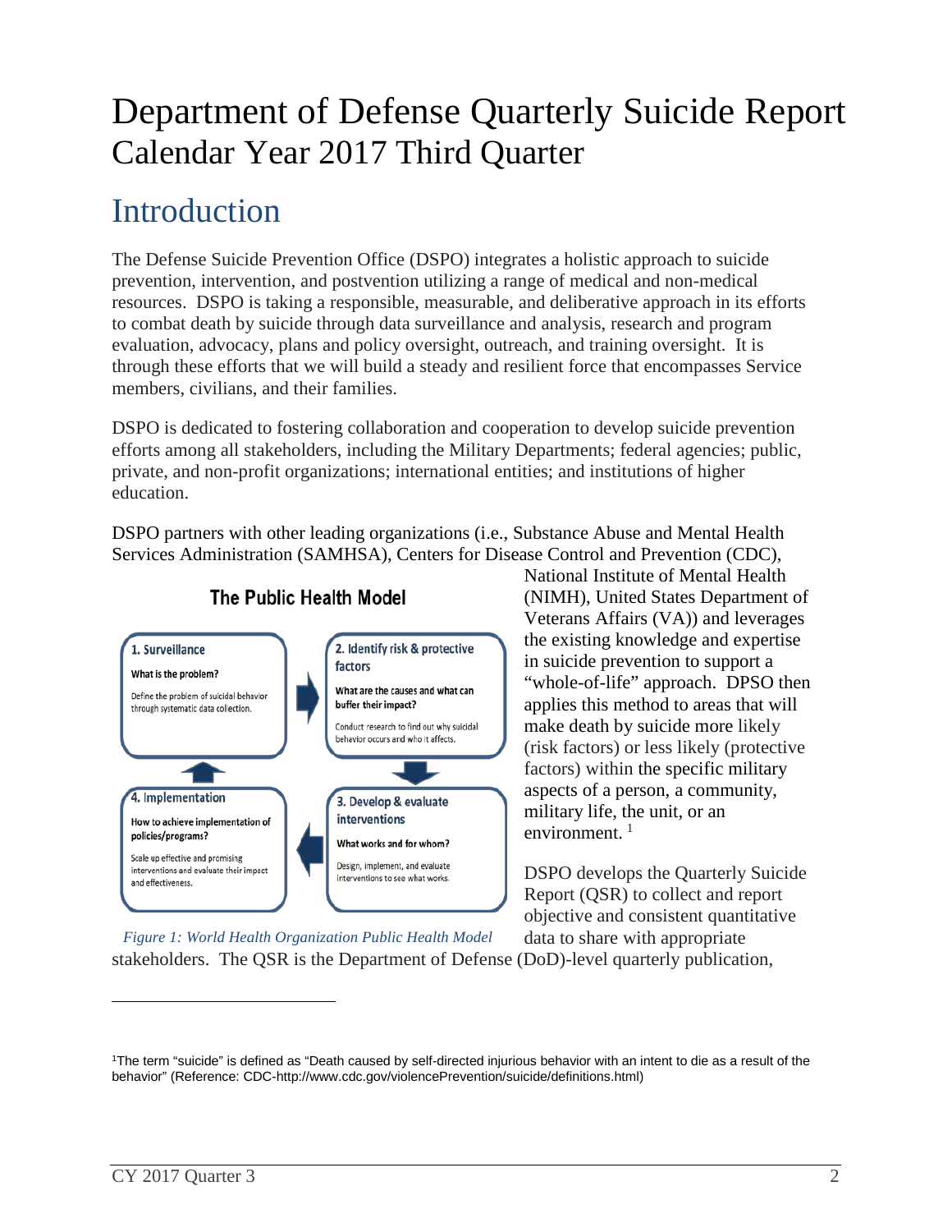# Department of Defense Quarterly Suicide Report
## Calendar Year 2017 Third Quarter

## Introduction

The Defense Suicide Prevention Office (DSPO) integrates a holistic approach to suicide prevention, intervention, and postvention utilizing a range of medical and non-medical resources. DSPO is taking a responsible, measurable, and deliberative approach in its efforts to combat death by suicide through data surveillance and analysis, research and program evaluation, advocacy, plans and policy oversight, outreach, and training oversight. It is through these efforts that we will build a steady and resilient force that encompasses Service members, civilians, and their families.

DSPO is dedicated to fostering collaboration and cooperation to develop suicide prevention efforts among all stakeholders, including the Military Departments; federal agencies; public, private, and non-profit organizations; international entities; and institutions of higher education.

DSPO partners with other leading organizations (i.e., Substance Abuse and Mental Health Services Administration (SAMHSA), Centers for Disease Control and Prevention (CDC), National Institute of Mental Health (NIMH), United States Department of Veterans Affairs (VA)) and leverages the existing knowledge and expertise in suicide prevention to support a "whole-of-life" approach. DPSO then applies this method to areas that will make death by suicide more likely (risk factors) or less likely (protective factors) within the specific military aspects of a person, a community, military life, the unit, or an environment. [1]

**The Public Health Model**

**1. Surveillance**
**What is the problem?**
Define the problem of suicidal behavior through systematic data collection.

**2. Identify risk & protective factors**
**What are the causes and what can buffer their impact?**
Conduct research to find out why suicidal behavior occurs and who it affects.

**3. Develop & evaluate interventions**
**What works and for whom?**
Design, implement, and evaluate interventions to see what works.

**4. Implementation**
**How to achieve implementation of policies/programs?**
Scale up effective and promising interventions and evaluate their impact and effectiveness.

*Figure 1: World Health Organization Public Health Model*

DSPO develops the Quarterly Suicide Report (QSR) to collect and report objective and consistent quantitative data to share with appropriate stakeholders. The QSR is the Department of Defense (DoD)-level quarterly publication,

---

[1]The term "suicide" is defined as "Death caused by self-directed injurious behavior with an intent to die as a result of the behavior" (Reference: CDC-http://www.cdc.gov/violencePrevention/suicide/definitions.html)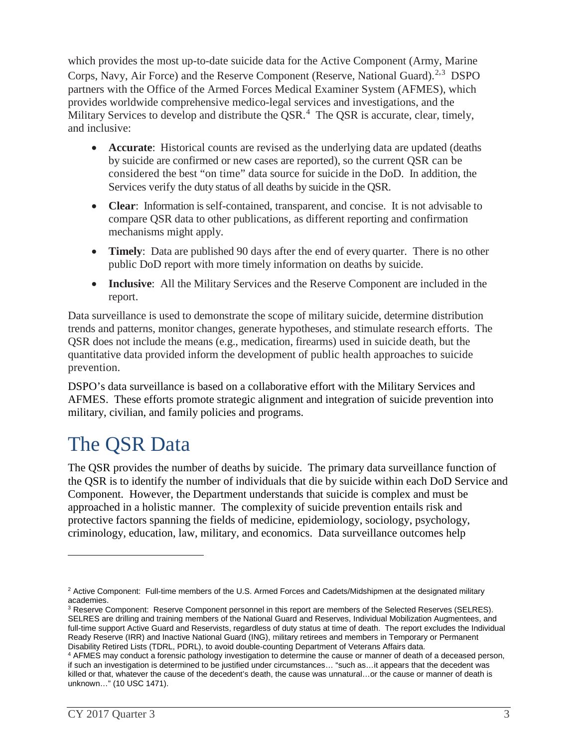which provides the most up-to-date suicide data for the Active Component (Army, Marine Corps, Navy, Air Force) and the Reserve Component (Reserve, National Guard).[2,3] DSPO partners with the Office of the Armed Forces Medical Examiner System (AFMES), which provides worldwide comprehensive medico-legal services and investigations, and the Military Services to develop and distribute the QSR.[4] The QSR is accurate, clear, timely, and inclusive:

- **Accurate**: Historical counts are revised as the underlying data are updated (deaths by suicide are confirmed or new cases are reported), so the current QSR can be considered the best "on time" data source for suicide in the DoD. In addition, the Services verify the duty status of all deaths by suicide in the QSR.
- **Clear**: Information is self-contained, transparent, and concise. It is not advisable to compare QSR data to other publications, as different reporting and confirmation mechanisms might apply.
- **Timely**: Data are published 90 days after the end of every quarter. There is no other public DoD report with more timely information on deaths by suicide.
- **Inclusive**: All the Military Services and the Reserve Component are included in the report.

Data surveillance is used to demonstrate the scope of military suicide, determine distribution trends and patterns, monitor changes, generate hypotheses, and stimulate research efforts. The QSR does not include the means (e.g., medication, firearms) used in suicide death, but the quantitative data provided inform the development of public health approaches to suicide prevention.

DSPO's data surveillance is based on a collaborative effort with the Military Services and AFMES. These efforts promote strategic alignment and integration of suicide prevention into military, civilian, and family policies and programs.

# The QSR Data

The QSR provides the number of deaths by suicide. The primary data surveillance function of the QSR is to identify the number of individuals that die by suicide within each DoD Service and Component. However, the Department understands that suicide is complex and must be approached in a holistic manner. The complexity of suicide prevention entails risk and protective factors spanning the fields of medicine, epidemiology, sociology, psychology, criminology, education, law, military, and economics. Data surveillance outcomes help

---

[2] Active Component: Full-time members of the U.S. Armed Forces and Cadets/Midshipmen at the designated military academies.

[3] Reserve Component: Reserve Component personnel in this report are members of the Selected Reserves (SELRES). SELRES are drilling and training members of the National Guard and Reserves, Individual Mobilization Augmentees, and full-time support Active Guard and Reservists, regardless of duty status at time of death. The report excludes the Individual Ready Reserve (IRR) and Inactive National Guard (ING), military retirees and members in Temporary or Permanent Disability Retired Lists (TDRL, PDRL), to avoid double-counting Department of Veterans Affairs data.

[4] AFMES may conduct a forensic pathology investigation to determine the cause or manner of death of a deceased person, if such an investigation is determined to be justified under circumstances… "such as…it appears that the decedent was killed or that, whatever the cause of the decedent's death, the cause was unnatural…or the cause or manner of death is unknown…" (10 USC 1471).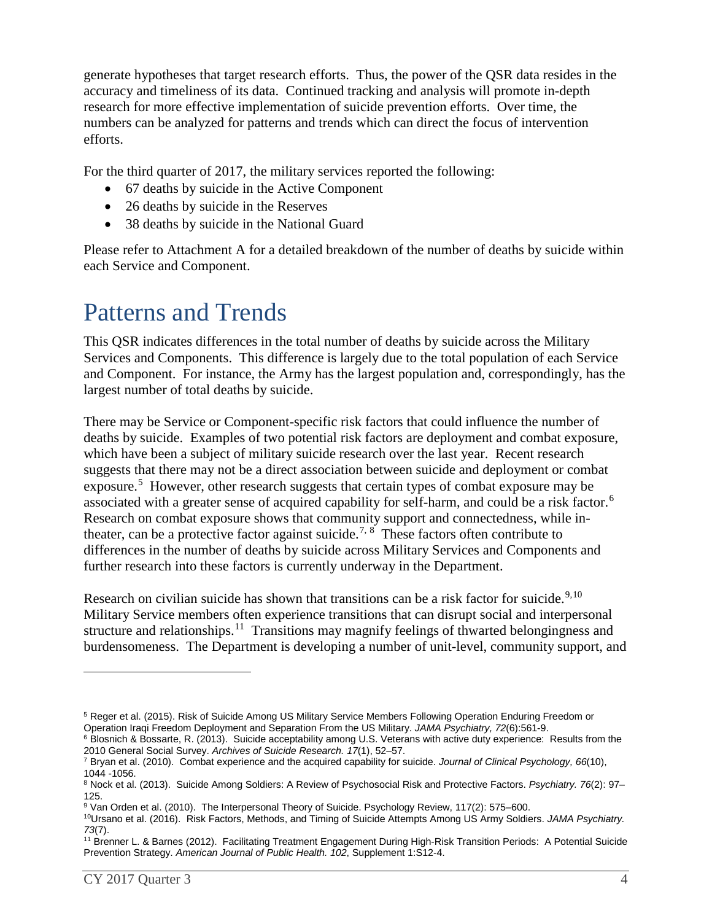generate hypotheses that target research efforts. Thus, the power of the QSR data resides in the accuracy and timeliness of its data. Continued tracking and analysis will promote in-depth research for more effective implementation of suicide prevention efforts. Over time, the numbers can be analyzed for patterns and trends which can direct the focus of intervention efforts.

For the third quarter of 2017, the military services reported the following:

- 67 deaths by suicide in the Active Component
- 26 deaths by suicide in the Reserves
- 38 deaths by suicide in the National Guard

Please refer to Attachment A for a detailed breakdown of the number of deaths by suicide within each Service and Component.

# Patterns and Trends

This QSR indicates differences in the total number of deaths by suicide across the Military Services and Components. This difference is largely due to the total population of each Service and Component. For instance, the Army has the largest population and, correspondingly, has the largest number of total deaths by suicide.

There may be Service or Component-specific risk factors that could influence the number of deaths by suicide. Examples of two potential risk factors are deployment and combat exposure, which have been a subject of military suicide research over the last year. Recent research suggests that there may not be a direct association between suicide and deployment or combat exposure.[5] However, other research suggests that certain types of combat exposure may be associated with a greater sense of acquired capability for self-harm, and could be a risk factor.[6] Research on combat exposure shows that community support and connectedness, while in-theater, can be a protective factor against suicide.[7, 8] These factors often contribute to differences in the number of deaths by suicide across Military Services and Components and further research into these factors is currently underway in the Department.

Research on civilian suicide has shown that transitions can be a risk factor for suicide.[9,10] Military Service members often experience transitions that can disrupt social and interpersonal structure and relationships.[11] Transitions may magnify feelings of thwarted belongingness and burdensomeness. The Department is developing a number of unit-level, community support, and

---

[5] Reger et al. (2015). Risk of Suicide Among US Military Service Members Following Operation Enduring Freedom or Operation Iraqi Freedom Deployment and Separation From the US Military. *JAMA Psychiatry, 72*(6):561-9.

[6] Blosnich & Bossarte, R. (2013). Suicide acceptability among U.S. Veterans with active duty experience: Results from the 2010 General Social Survey. *Archives of Suicide Research. 17*(1), 52–57.

[7] Bryan et al. (2010). Combat experience and the acquired capability for suicide. *Journal of Clinical Psychology, 66*(10), 1044 -1056.

[8] Nock et al. (2013). Suicide Among Soldiers: A Review of Psychosocial Risk and Protective Factors. *Psychiatry. 76*(2): 97–125.

[9] Van Orden et al. (2010). The Interpersonal Theory of Suicide. Psychology Review, 117(2): 575–600.

[10] Ursano et al. (2016). Risk Factors, Methods, and Timing of Suicide Attempts Among US Army Soldiers. *JAMA Psychiatry. 73*(7).

[11] Brenner L. & Barnes (2012). Facilitating Treatment Engagement During High-Risk Transition Periods: A Potential Suicide Prevention Strategy. *American Journal of Public Health. 102*, Supplement 1:S12-4.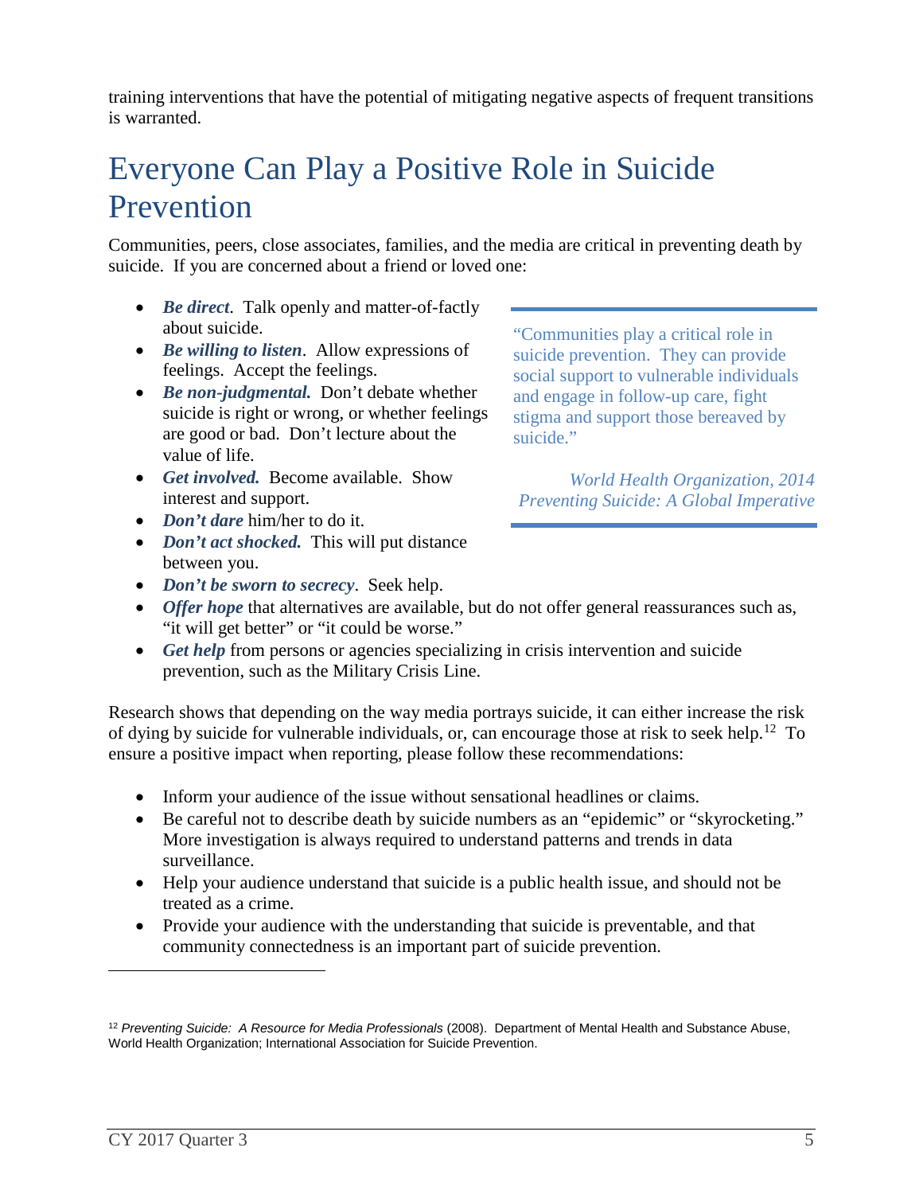training interventions that have the potential of mitigating negative aspects of frequent transitions is warranted.

# Everyone Can Play a Positive Role in Suicide Prevention

Communities, peers, close associates, families, and the media are critical in preventing death by suicide. If you are concerned about a friend or loved one:

> "Communities play a critical role in suicide prevention. They can provide social support to vulnerable individuals and engage in follow-up care, fight stigma and support those bereaved by suicide."
>
> *World Health Organization, 2014*
> *Preventing Suicide: A Global Imperative*

- ***Be direct***. Talk openly and matter-of-factly about suicide.
- ***Be willing to listen***. Allow expressions of feelings. Accept the feelings.
- ***Be non-judgmental.*** Don't debate whether suicide is right or wrong, or whether feelings are good or bad. Don't lecture about the value of life.
- ***Get involved.*** Become available. Show interest and support.
- ***Don't dare*** him/her to do it.
- ***Don't act shocked.*** This will put distance between you.
- ***Don't be sworn to secrecy***. Seek help.
- ***Offer hope*** that alternatives are available, but do not offer general reassurances such as, "it will get better" or "it could be worse."
- ***Get help*** from persons or agencies specializing in crisis intervention and suicide prevention, such as the Military Crisis Line.

Research shows that depending on the way media portrays suicide, it can either increase the risk of dying by suicide for vulnerable individuals, or, can encourage those at risk to seek help.[12] To ensure a positive impact when reporting, please follow these recommendations:

- Inform your audience of the issue without sensational headlines or claims.
- Be careful not to describe death by suicide numbers as an "epidemic" or "skyrocketing." More investigation is always required to understand patterns and trends in data surveillance.
- Help your audience understand that suicide is a public health issue, and should not be treated as a crime.
- Provide your audience with the understanding that suicide is preventable, and that community connectedness is an important part of suicide prevention.

---

[12] *Preventing Suicide: A Resource for Media Professionals* (2008). Department of Mental Health and Substance Abuse, World Health Organization; International Association for Suicide Prevention.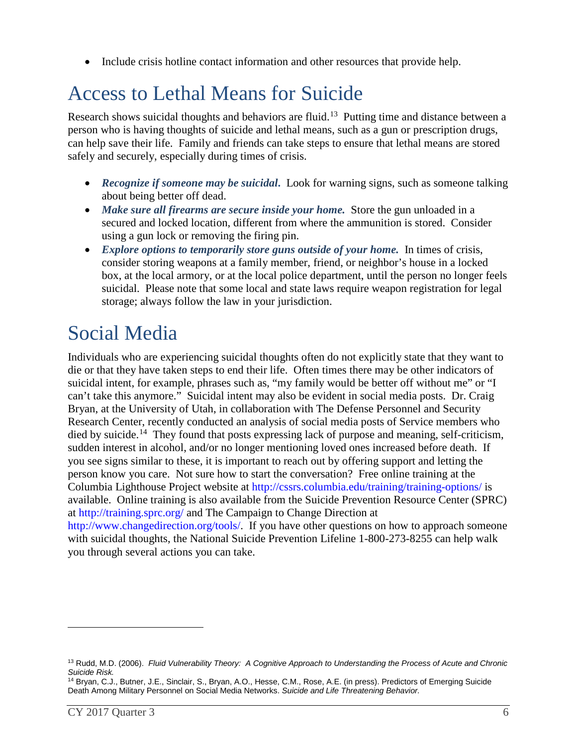- Include crisis hotline contact information and other resources that provide help.

# Access to Lethal Means for Suicide

Research shows suicidal thoughts and behaviors are fluid.[13] Putting time and distance between a person who is having thoughts of suicide and lethal means, such as a gun or prescription drugs, can help save their life. Family and friends can take steps to ensure that lethal means are stored safely and securely, especially during times of crisis.

- ***Recognize if someone may be suicidal.*** Look for warning signs, such as someone talking about being better off dead.
- ***Make sure all firearms are secure inside your home.*** Store the gun unloaded in a secured and locked location, different from where the ammunition is stored. Consider using a gun lock or removing the firing pin.
- ***Explore options to temporarily store guns outside of your home.*** In times of crisis, consider storing weapons at a family member, friend, or neighbor's house in a locked box, at the local armory, or at the local police department, until the person no longer feels suicidal. Please note that some local and state laws require weapon registration for legal storage; always follow the law in your jurisdiction.

# Social Media

Individuals who are experiencing suicidal thoughts often do not explicitly state that they want to die or that they have taken steps to end their life. Often times there may be other indicators of suicidal intent, for example, phrases such as, "my family would be better off without me" or "I can't take this anymore." Suicidal intent may also be evident in social media posts. Dr. Craig Bryan, at the University of Utah, in collaboration with The Defense Personnel and Security Research Center, recently conducted an analysis of social media posts of Service members who died by suicide.[14] They found that posts expressing lack of purpose and meaning, self-criticism, sudden interest in alcohol, and/or no longer mentioning loved ones increased before death. If you see signs similar to these, it is important to reach out by offering support and letting the person know you care. Not sure how to start the conversation? Free online training at the Columbia Lighthouse Project website at http://cssrs.columbia.edu/training/training-options/ is available. Online training is also available from the Suicide Prevention Resource Center (SPRC) at http://training.sprc.org/ and The Campaign to Change Direction at http://www.changedirection.org/tools/. If you have other questions on how to approach someone with suicidal thoughts, the National Suicide Prevention Lifeline 1-800-273-8255 can help walk you through several actions you can take.

---

[13] Rudd, M.D. (2006). *Fluid Vulnerability Theory: A Cognitive Approach to Understanding the Process of Acute and Chronic Suicide Risk.*

[14] Bryan, C.J., Butner, J.E., Sinclair, S., Bryan, A.O., Hesse, C.M., Rose, A.E. (in press). Predictors of Emerging Suicide Death Among Military Personnel on Social Media Networks. *Suicide and Life Threatening Behavior.*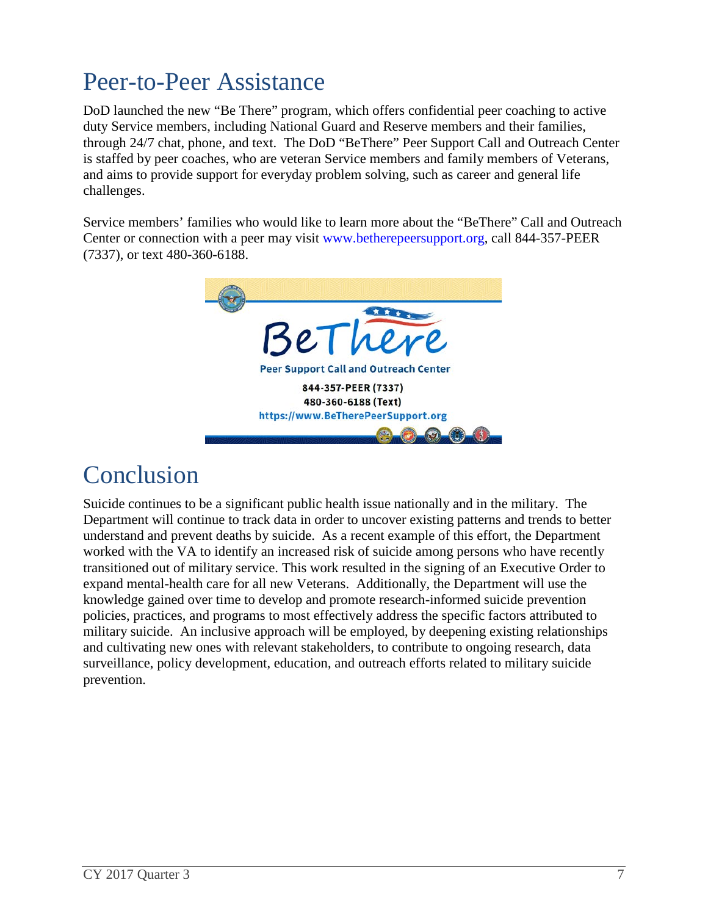# Peer-to-Peer Assistance

DoD launched the new "Be There" program, which offers confidential peer coaching to active duty Service members, including National Guard and Reserve members and their families, through 24/7 chat, phone, and text. The DoD "BeThere" Peer Support Call and Outreach Center is staffed by peer coaches, who are veteran Service members and family members of Veterans, and aims to provide support for everyday problem solving, such as career and general life challenges.

Service members' families who would like to learn more about the "BeThere" Call and Outreach Center or connection with a peer may visit www.betherepeersupport.org, call 844-357-PEER (7337), or text 480-360-6188.

BeThere

Peer Support Call and Outreach Center

844-357-PEER (7337)
480-360-6188 (Text)
https://www.BeTherePeerSupport.org

# Conclusion

Suicide continues to be a significant public health issue nationally and in the military. The Department will continue to track data in order to uncover existing patterns and trends to better understand and prevent deaths by suicide. As a recent example of this effort, the Department worked with the VA to identify an increased risk of suicide among persons who have recently transitioned out of military service. This work resulted in the signing of an Executive Order to expand mental-health care for all new Veterans. Additionally, the Department will use the knowledge gained over time to develop and promote research-informed suicide prevention policies, practices, and programs to most effectively address the specific factors attributed to military suicide. An inclusive approach will be employed, by deepening existing relationships and cultivating new ones with relevant stakeholders, to contribute to ongoing research, data surveillance, policy development, education, and outreach efforts related to military suicide prevention.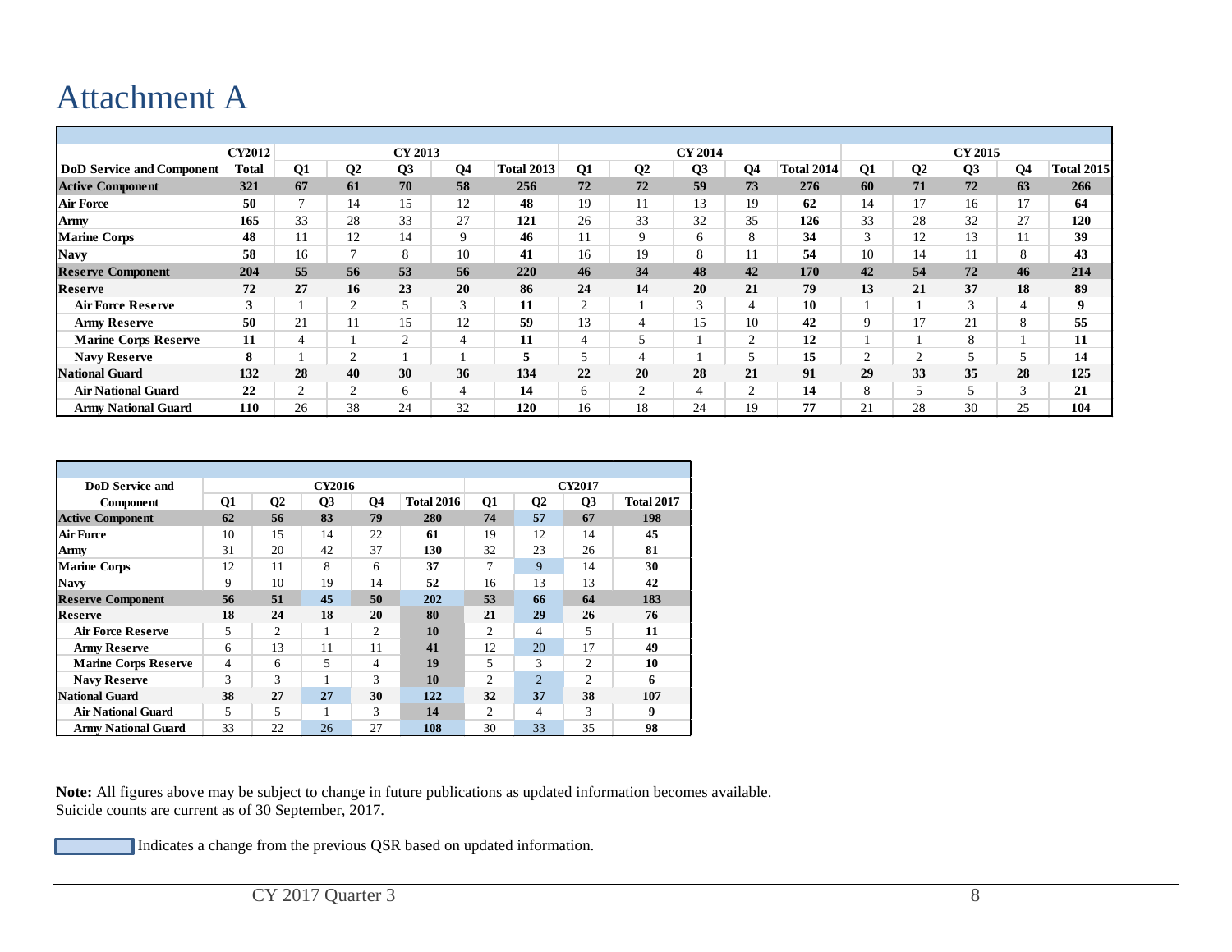# Attachment A

| DoD Service and Component | CY2012 Total | CY 2013 Q1 | Q2 | Q3 | Q4 | Total 2013 | CY 2014 Q1 | Q2 | Q3 | Q4 | Total 2014 | CY 2015 Q1 | Q2 | Q3 | Q4 | Total 2015 |
|---|---|---|---|---|---|---|---|---|---|---|---|---|---|---|---|---|
| **Active Component** | **321** | **67** | **61** | **70** | **58** | **256** | **72** | **72** | **59** | **73** | **276** | **60** | **71** | **72** | **63** | **266** |
| **Air Force** | **50** | 7 | 14 | 15 | 12 | **48** | 19 | 11 | 13 | 19 | **62** | 14 | 17 | 16 | 17 | **64** |
| **Army** | **165** | 33 | 28 | 33 | 27 | **121** | 26 | 33 | 32 | 35 | **126** | 33 | 28 | 32 | 27 | **120** |
| **Marine Corps** | **48** | 11 | 12 | 14 | 9 | **46** | 11 | 9 | 6 | 8 | **34** | 3 | 12 | 13 | 11 | **39** |
| **Navy** | **58** | 16 | 7 | 8 | 10 | **41** | 16 | 19 | 8 | 11 | **54** | 10 | 14 | 11 | 8 | **43** |
| **Reserve Component** | **204** | **55** | **56** | **53** | **56** | **220** | **46** | **34** | **48** | **42** | **170** | **42** | **54** | **72** | **46** | **214** |
| **Reserve** | **72** | **27** | **16** | **23** | **20** | **86** | **24** | **14** | **20** | **21** | **79** | **13** | **21** | **37** | **18** | **89** |
| **Air Force Reserve** | **3** | 1 | 2 | 5 | 3 | **11** | 2 | 1 | 3 | 4 | **10** | 1 | 1 | 3 | 4 | **9** |
| **Army Reserve** | **50** | 21 | 11 | 15 | 12 | **59** | 13 | 4 | 15 | 10 | **42** | 9 | 17 | 21 | 8 | **55** |
| **Marine Corps Reserve** | **11** | 4 | 1 | 2 | 4 | **11** | 4 | 5 | 1 | 2 | **12** | 1 | 1 | 8 | 1 | **11** |
| **Navy Reserve** | **8** | 1 | 2 | 1 | 1 | **5** | 5 | 4 | 1 | 5 | **15** | 2 | 2 | 5 | 5 | **14** |
| **National Guard** | **132** | **28** | **40** | **30** | **36** | **134** | **22** | **20** | **28** | **21** | **91** | **29** | **33** | **35** | **28** | **125** |
| **Air National Guard** | **22** | 2 | 2 | 6 | 4 | **14** | 6 | 2 | 4 | 2 | **14** | 8 | 5 | 5 | 3 | **21** |
| **Army National Guard** | **110** | 26 | 38 | 24 | 32 | **120** | 16 | 18 | 24 | 19 | **77** | 21 | 28 | 30 | 25 | **104** |

| DoD Service and Component | CY2016 Q1 | Q2 | Q3 | Q4 | Total 2016 | CY2017 Q1 | Q2 | Q3 | Total 2017 |
|---|---|---|---|---|---|---|---|---|---|
| **Active Component** | **62** | **56** | **83** | **79** | **280** | **74** | **57** | **67** | **198** |
| **Air Force** | 10 | 15 | 14 | 22 | **61** | 19 | 12 | 14 | **45** |
| **Army** | 31 | 20 | 42 | 37 | **130** | 32 | 23 | 26 | **81** |
| **Marine Corps** | 12 | 11 | 8 | 6 | **37** | 7 | 9 | 14 | **30** |
| **Navy** | 9 | 10 | 19 | 14 | **52** | 16 | 13 | 13 | **42** |
| **Reserve Component** | **56** | **51** | **45** | **50** | **202** | **53** | **66** | **64** | **183** |
| **Reserve** | **18** | **24** | **18** | **20** | **80** | **21** | **29** | **26** | **76** |
| **Air Force Reserve** | 5 | 2 | 1 | 2 | **10** | 2 | 4 | 5 | **11** |
| **Army Reserve** | 6 | 13 | 11 | 11 | **41** | 12 | 20 | 17 | **49** |
| **Marine Corps Reserve** | 4 | 6 | 5 | 4 | **19** | 5 | 3 | 2 | **10** |
| **Navy Reserve** | 3 | 3 | 1 | 3 | **10** | 2 | 2 | 2 | **6** |
| **National Guard** | **38** | **27** | **27** | **30** | **122** | **32** | **37** | **38** | **107** |
| **Air National Guard** | 5 | 5 | 1 | 3 | **14** | 2 | 4 | 3 | **9** |
| **Army National Guard** | 33 | 22 | 26 | 27 | **108** | 30 | 33 | 35 | **98** |

**Note:** All figures above may be subject to change in future publications as updated information becomes available. Suicide counts are current as of 30 September, 2017.

Indicates a change from the previous QSR based on updated information.